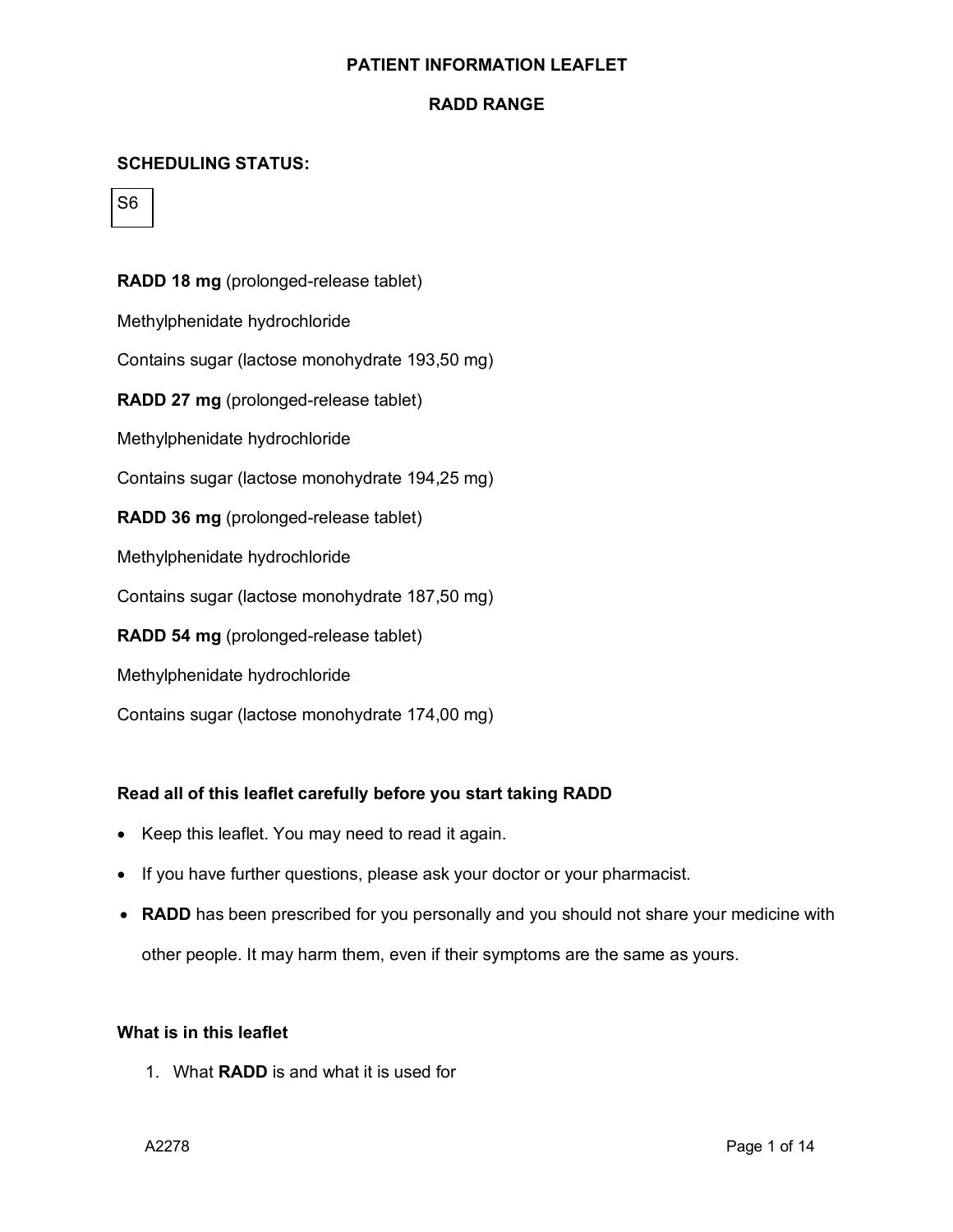# PATIENT INFORMATION LEAFLET

## RADD RANGE

**SCHEDULING STATUS:**

S6

**RADD 18 mg** (prolonged-release tablet)

Methylphenidate hydrochloride

Contains sugar (lactose monohydrate 193,50 mg)

**RADD 27 mg** (prolonged-release tablet)

Methylphenidate hydrochloride

Contains sugar (lactose monohydrate 194,25 mg)

**RADD 36 mg** (prolonged-release tablet)

Methylphenidate hydrochloride

Contains sugar (lactose monohydrate 187,50 mg)

**RADD 54 mg** (prolonged-release tablet)

Methylphenidate hydrochloride

Contains sugar (lactose monohydrate 174,00 mg)

**Read all of this leaflet carefully before you start taking RADD**

- Keep this leaflet. You may need to read it again.
- If you have further questions, please ask your doctor or your pharmacist.
- **RADD** has been prescribed for you personally and you should not share your medicine with other people. It may harm them, even if their symptoms are the same as yours.

**What is in this leaflet**

1. What **RADD** is and what it is used for

A2278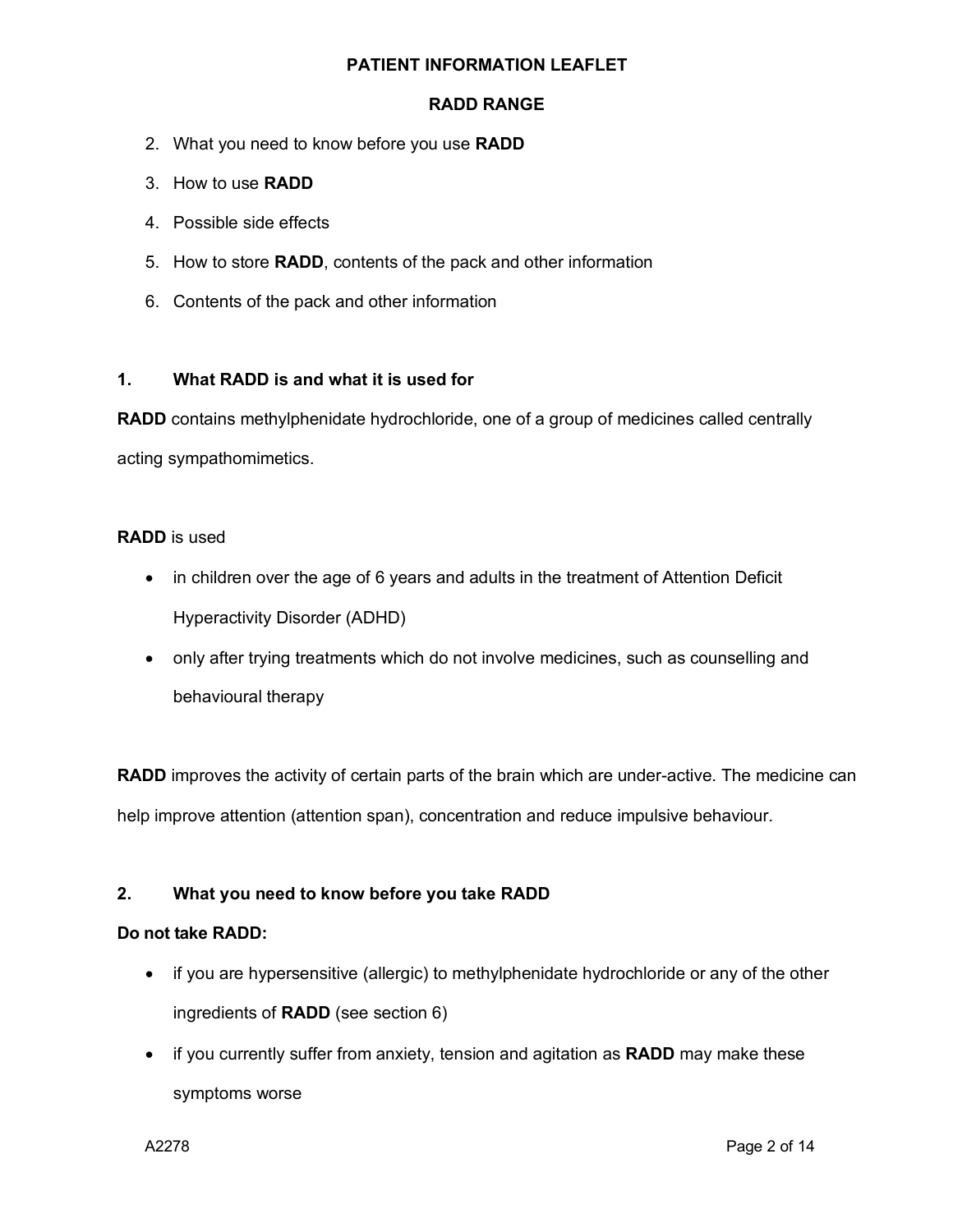**PATIENT INFORMATION LEAFLET**

**RADD RANGE**

2. What you need to know before you use **RADD**
3. How to use **RADD**
4. Possible side effects
5. How to store **RADD**, contents of the pack and other information
6. Contents of the pack and other information

## 1. What RADD is and what it is used for

**RADD** contains methylphenidate hydrochloride, one of a group of medicines called centrally acting sympathomimetics.

**RADD** is used

- in children over the age of 6 years and adults in the treatment of Attention Deficit Hyperactivity Disorder (ADHD)
- only after trying treatments which do not involve medicines, such as counselling and behavioural therapy

**RADD** improves the activity of certain parts of the brain which are under-active. The medicine can help improve attention (attention span), concentration and reduce impulsive behaviour.

## 2. What you need to know before you take RADD

**Do not take RADD:**

- if you are hypersensitive (allergic) to methylphenidate hydrochloride or any of the other ingredients of **RADD** (see section 6)
- if you currently suffer from anxiety, tension and agitation as **RADD** may make these symptoms worse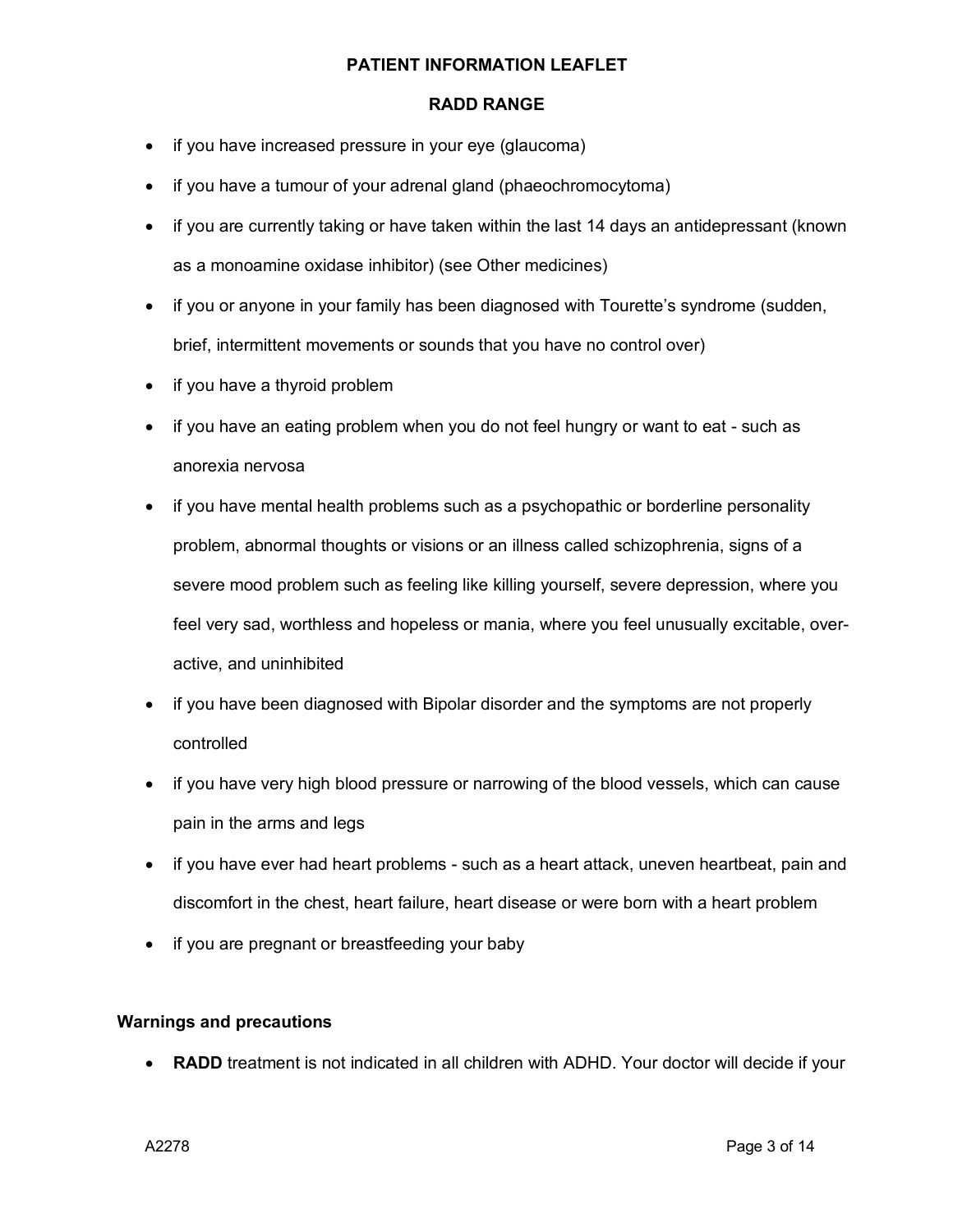- if you have increased pressure in your eye (glaucoma)
- if you have a tumour of your adrenal gland (phaeochromocytoma)
- if you are currently taking or have taken within the last 14 days an antidepressant (known as a monoamine oxidase inhibitor) (see Other medicines)
- if you or anyone in your family has been diagnosed with Tourette's syndrome (sudden, brief, intermittent movements or sounds that you have no control over)
- if you have a thyroid problem
- if you have an eating problem when you do not feel hungry or want to eat - such as anorexia nervosa
- if you have mental health problems such as a psychopathic or borderline personality problem, abnormal thoughts or visions or an illness called schizophrenia, signs of a severe mood problem such as feeling like killing yourself, severe depression, where you feel very sad, worthless and hopeless or mania, where you feel unusually excitable, over-active, and uninhibited
- if you have been diagnosed with Bipolar disorder and the symptoms are not properly controlled
- if you have very high blood pressure or narrowing of the blood vessels, which can cause pain in the arms and legs
- if you have ever had heart problems - such as a heart attack, uneven heartbeat, pain and discomfort in the chest, heart failure, heart disease or were born with a heart problem
- if you are pregnant or breastfeeding your baby

**Warnings and precautions**

- **RADD** treatment is not indicated in all children with ADHD. Your doctor will decide if your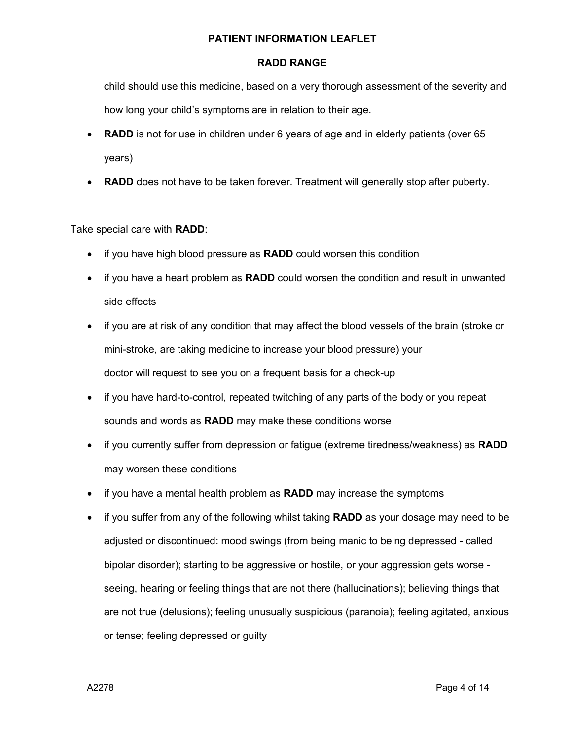child should use this medicine, based on a very thorough assessment of the severity and how long your child's symptoms are in relation to their age.

- **RADD** is not for use in children under 6 years of age and in elderly patients (over 65 years)
- **RADD** does not have to be taken forever. Treatment will generally stop after puberty.

Take special care with **RADD**:

- if you have high blood pressure as **RADD** could worsen this condition
- if you have a heart problem as **RADD** could worsen the condition and result in unwanted side effects
- if you are at risk of any condition that may affect the blood vessels of the brain (stroke or mini-stroke, are taking medicine to increase your blood pressure) your doctor will request to see you on a frequent basis for a check-up
- if you have hard-to-control, repeated twitching of any parts of the body or you repeat sounds and words as **RADD** may make these conditions worse
- if you currently suffer from depression or fatigue (extreme tiredness/weakness) as **RADD** may worsen these conditions
- if you have a mental health problem as **RADD** may increase the symptoms
- if you suffer from any of the following whilst taking **RADD** as your dosage may need to be adjusted or discontinued: mood swings (from being manic to being depressed - called bipolar disorder); starting to be aggressive or hostile, or your aggression gets worse - seeing, hearing or feeling things that are not there (hallucinations); believing things that are not true (delusions); feeling unusually suspicious (paranoia); feeling agitated, anxious or tense; feeling depressed or guilty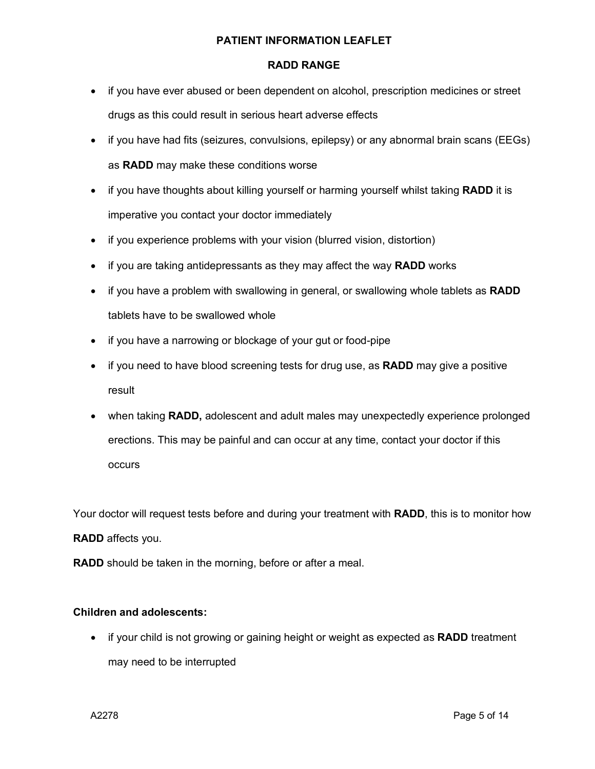- if you have ever abused or been dependent on alcohol, prescription medicines or street drugs as this could result in serious heart adverse effects
- if you have had fits (seizures, convulsions, epilepsy) or any abnormal brain scans (EEGs) as **RADD** may make these conditions worse
- if you have thoughts about killing yourself or harming yourself whilst taking **RADD** it is imperative you contact your doctor immediately
- if you experience problems with your vision (blurred vision, distortion)
- if you are taking antidepressants as they may affect the way **RADD** works
- if you have a problem with swallowing in general, or swallowing whole tablets as **RADD** tablets have to be swallowed whole
- if you have a narrowing or blockage of your gut or food-pipe
- if you need to have blood screening tests for drug use, as **RADD** may give a positive result
- when taking **RADD,** adolescent and adult males may unexpectedly experience prolonged erections. This may be painful and can occur at any time, contact your doctor if this occurs

Your doctor will request tests before and during your treatment with **RADD**, this is to monitor how **RADD** affects you.

**RADD** should be taken in the morning, before or after a meal.

**Children and adolescents:**

- if your child is not growing or gaining height or weight as expected as **RADD** treatment may need to be interrupted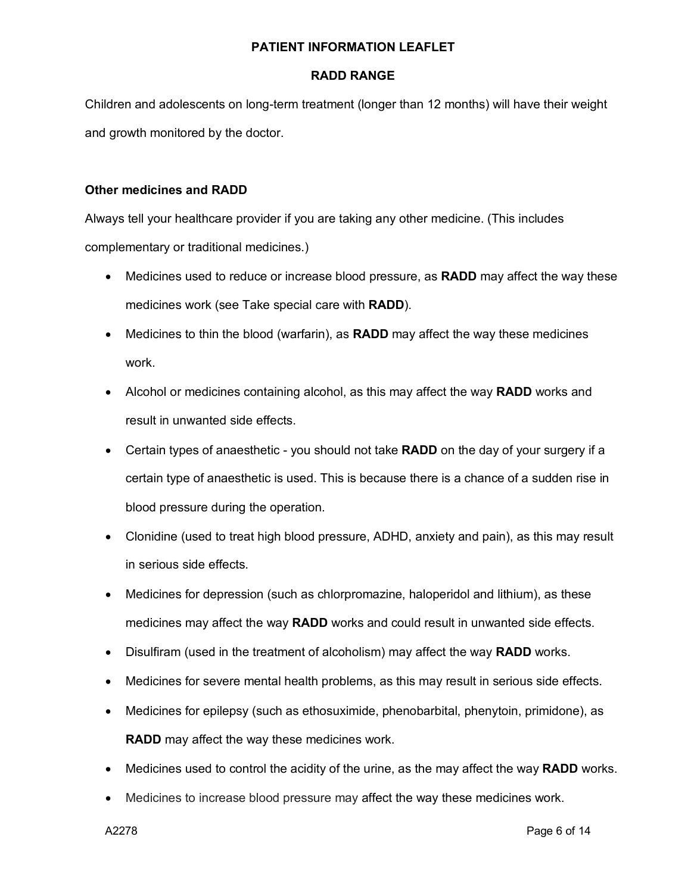Children and adolescents on long-term treatment (longer than 12 months) will have their weight and growth monitored by the doctor.

**Other medicines and RADD**

Always tell your healthcare provider if you are taking any other medicine. (This includes complementary or traditional medicines.)

- Medicines used to reduce or increase blood pressure, as **RADD** may affect the way these medicines work (see Take special care with **RADD**).
- Medicines to thin the blood (warfarin), as **RADD** may affect the way these medicines work.
- Alcohol or medicines containing alcohol, as this may affect the way **RADD** works and result in unwanted side effects.
- Certain types of anaesthetic - you should not take **RADD** on the day of your surgery if a certain type of anaesthetic is used. This is because there is a chance of a sudden rise in blood pressure during the operation.
- Clonidine (used to treat high blood pressure, ADHD, anxiety and pain), as this may result in serious side effects.
- Medicines for depression (such as chlorpromazine, haloperidol and lithium), as these medicines may affect the way **RADD** works and could result in unwanted side effects.
- Disulfiram (used in the treatment of alcoholism) may affect the way **RADD** works.
- Medicines for severe mental health problems, as this may result in serious side effects.
- Medicines for epilepsy (such as ethosuximide, phenobarbital, phenytoin, primidone), as **RADD** may affect the way these medicines work.
- Medicines used to control the acidity of the urine, as the may affect the way **RADD** works.
- Medicines to increase blood pressure may affect the way these medicines work.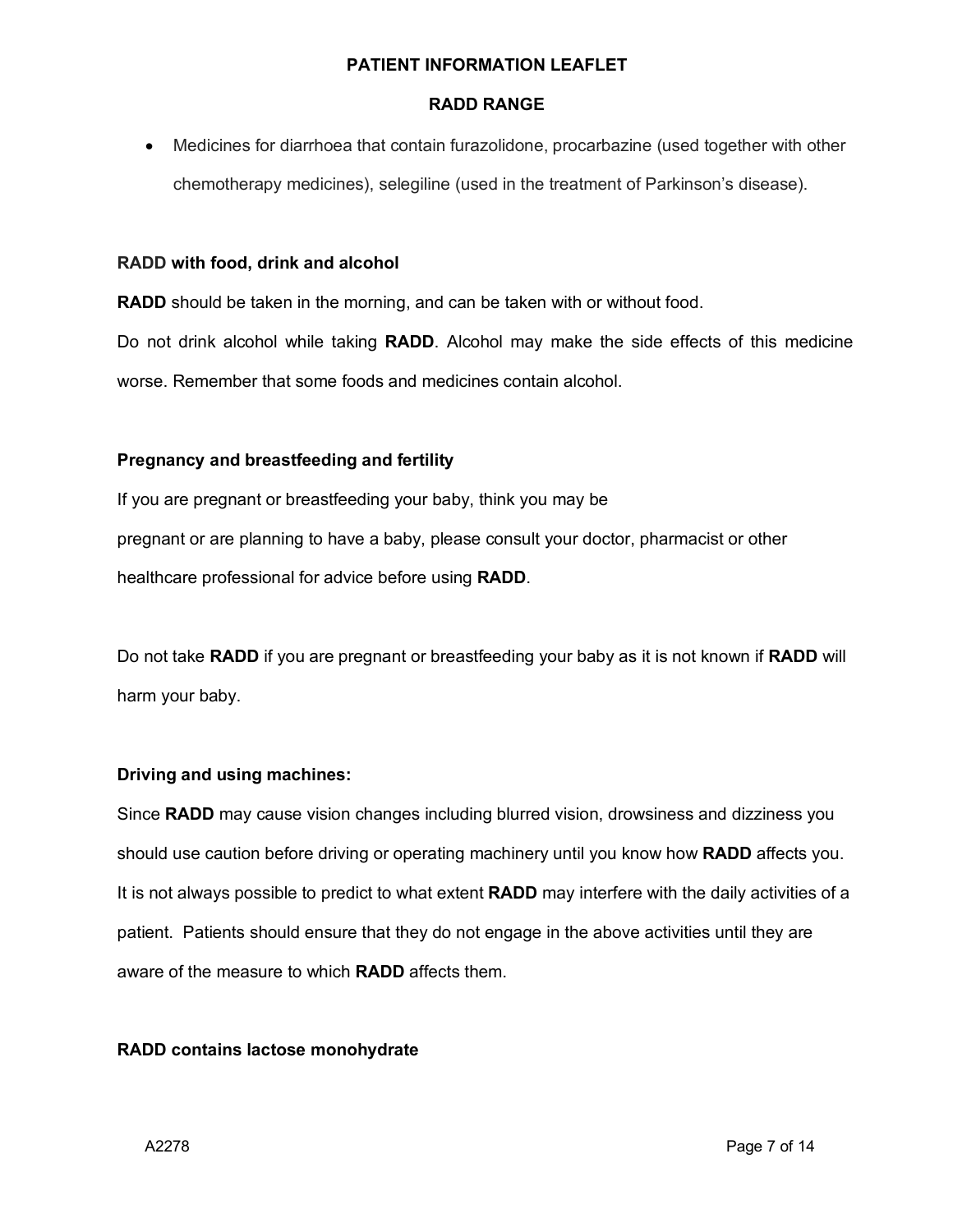- Medicines for diarrhoea that contain furazolidone, procarbazine (used together with other chemotherapy medicines), selegiline (used in the treatment of Parkinson's disease).

**RADD with food, drink and alcohol**

**RADD** should be taken in the morning, and can be taken with or without food.

Do not drink alcohol while taking **RADD**. Alcohol may make the side effects of this medicine worse. Remember that some foods and medicines contain alcohol.

**Pregnancy and breastfeeding and fertility**

If you are pregnant or breastfeeding your baby, think you may be pregnant or are planning to have a baby, please consult your doctor, pharmacist or other healthcare professional for advice before using **RADD**.

Do not take **RADD** if you are pregnant or breastfeeding your baby as it is not known if **RADD** will harm your baby.

**Driving and using machines:**

Since **RADD** may cause vision changes including blurred vision, drowsiness and dizziness you should use caution before driving or operating machinery until you know how **RADD** affects you. It is not always possible to predict to what extent **RADD** may interfere with the daily activities of a patient. Patients should ensure that they do not engage in the above activities until they are aware of the measure to which **RADD** affects them.

**RADD contains lactose monohydrate**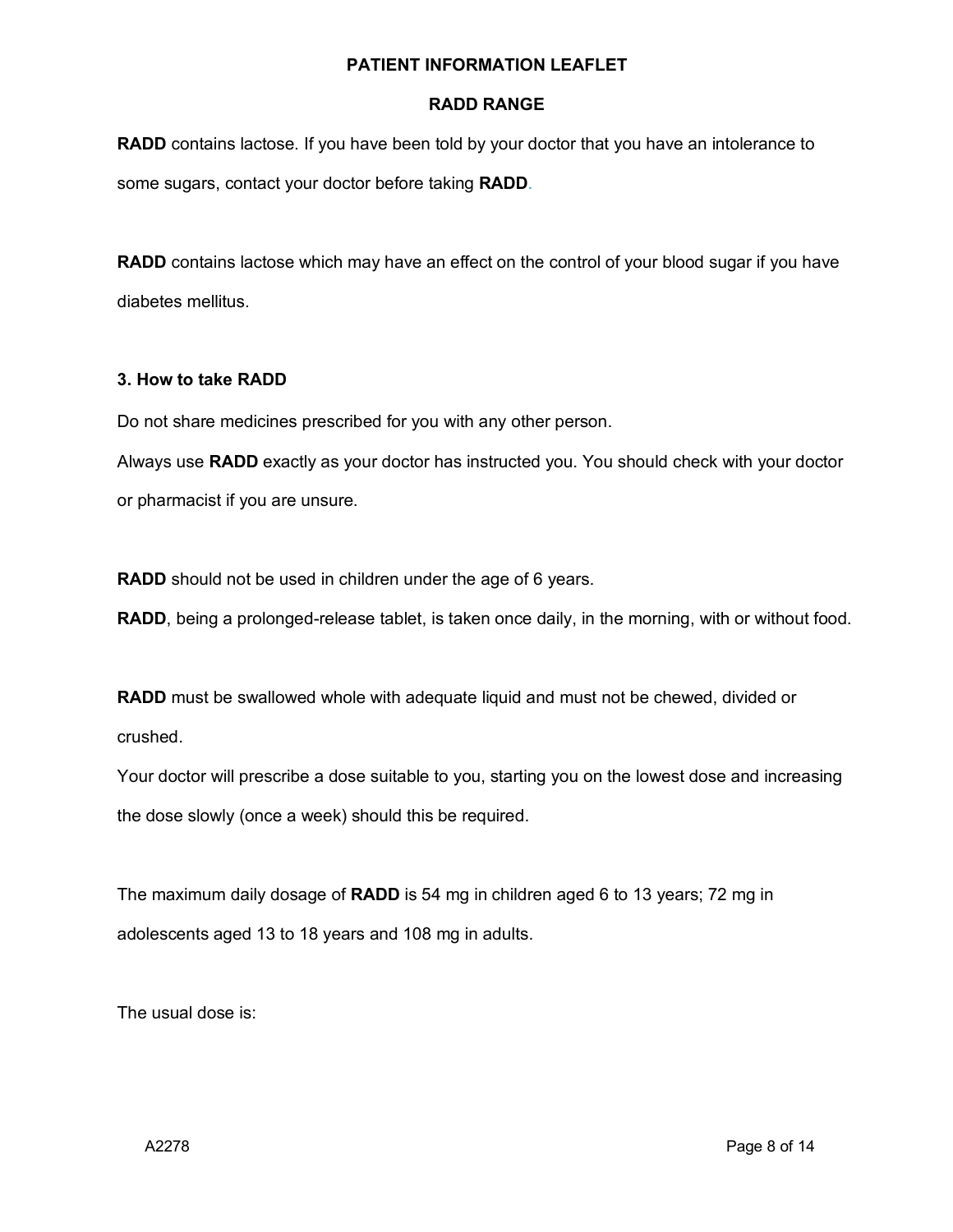**RADD** contains lactose. If you have been told by your doctor that you have an intolerance to some sugars, contact your doctor before taking **RADD**.

**RADD** contains lactose which may have an effect on the control of your blood sugar if you have diabetes mellitus.

### 3. How to take RADD

Do not share medicines prescribed for you with any other person.

Always use **RADD** exactly as your doctor has instructed you. You should check with your doctor or pharmacist if you are unsure.

**RADD** should not be used in children under the age of 6 years.

**RADD**, being a prolonged-release tablet, is taken once daily, in the morning, with or without food.

**RADD** must be swallowed whole with adequate liquid and must not be chewed, divided or crushed.

Your doctor will prescribe a dose suitable to you, starting you on the lowest dose and increasing the dose slowly (once a week) should this be required.

The maximum daily dosage of **RADD** is 54 mg in children aged 6 to 13 years; 72 mg in adolescents aged 13 to 18 years and 108 mg in adults.

The usual dose is: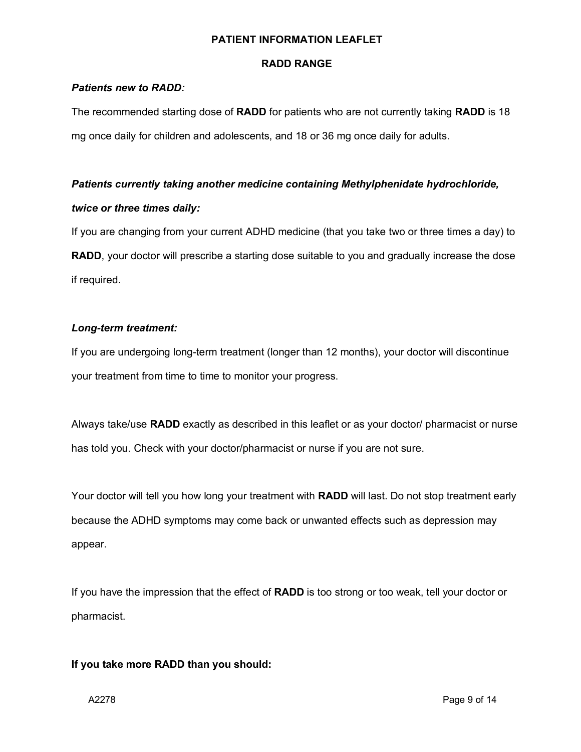**PATIENT INFORMATION LEAFLET**

**RADD RANGE**

***Patients new to RADD:***

The recommended starting dose of **RADD** for patients who are not currently taking **RADD** is 18 mg once daily for children and adolescents, and 18 or 36 mg once daily for adults.

***Patients currently taking another medicine containing Methylphenidate hydrochloride, twice or three times daily:***

If you are changing from your current ADHD medicine (that you take two or three times a day) to **RADD**, your doctor will prescribe a starting dose suitable to you and gradually increase the dose if required.

***Long-term treatment:***

If you are undergoing long-term treatment (longer than 12 months), your doctor will discontinue your treatment from time to time to monitor your progress.

Always take/use **RADD** exactly as described in this leaflet or as your doctor/ pharmacist or nurse has told you. Check with your doctor/pharmacist or nurse if you are not sure.

Your doctor will tell you how long your treatment with **RADD** will last. Do not stop treatment early because the ADHD symptoms may come back or unwanted effects such as depression may appear.

If you have the impression that the effect of **RADD** is too strong or too weak, tell your doctor or pharmacist.

**If you take more RADD than you should:**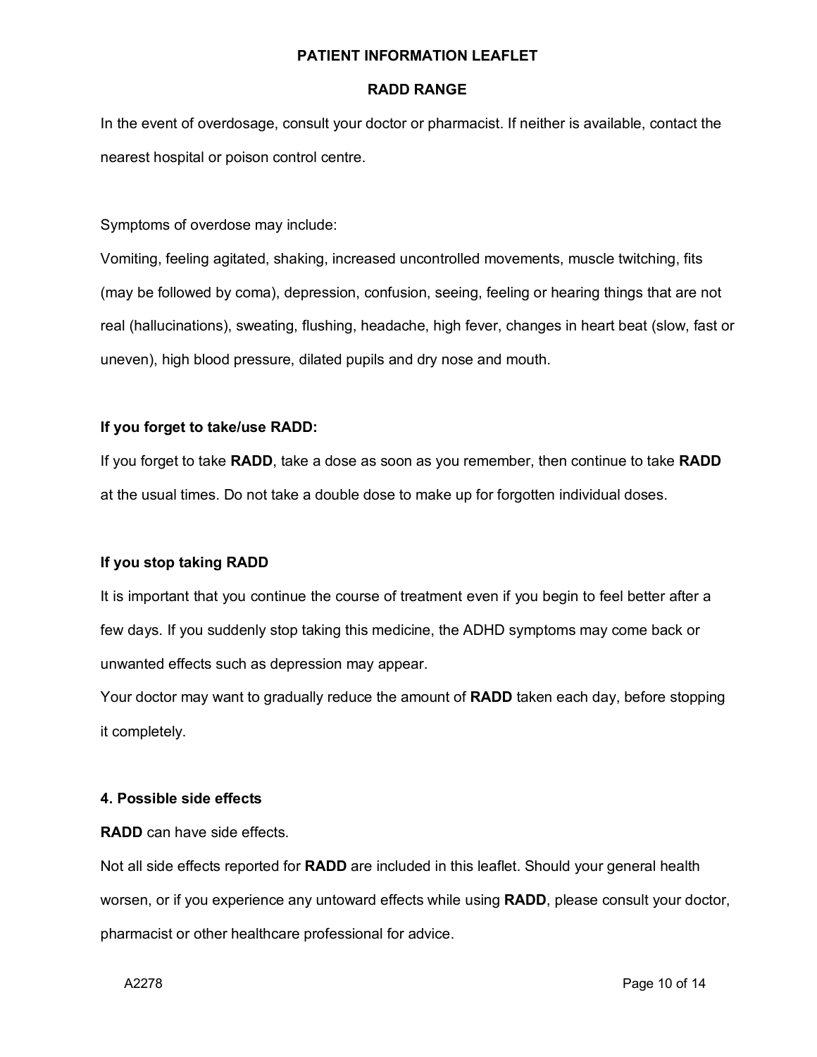In the event of overdosage, consult your doctor or pharmacist. If neither is available, contact the nearest hospital or poison control centre.

Symptoms of overdose may include:

Vomiting, feeling agitated, shaking, increased uncontrolled movements, muscle twitching, fits (may be followed by coma), depression, confusion, seeing, feeling or hearing things that are not real (hallucinations), sweating, flushing, headache, high fever, changes in heart beat (slow, fast or uneven), high blood pressure, dilated pupils and dry nose and mouth.

**If you forget to take/use RADD:**

If you forget to take **RADD**, take a dose as soon as you remember, then continue to take **RADD** at the usual times. Do not take a double dose to make up for forgotten individual doses.

**If you stop taking RADD**

It is important that you continue the course of treatment even if you begin to feel better after a few days. If you suddenly stop taking this medicine, the ADHD symptoms may come back or unwanted effects such as depression may appear.

Your doctor may want to gradually reduce the amount of **RADD** taken each day, before stopping it completely.

## 4. Possible side effects

**RADD** can have side effects.

Not all side effects reported for **RADD** are included in this leaflet. Should your general health worsen, or if you experience any untoward effects while using **RADD**, please consult your doctor, pharmacist or other healthcare professional for advice.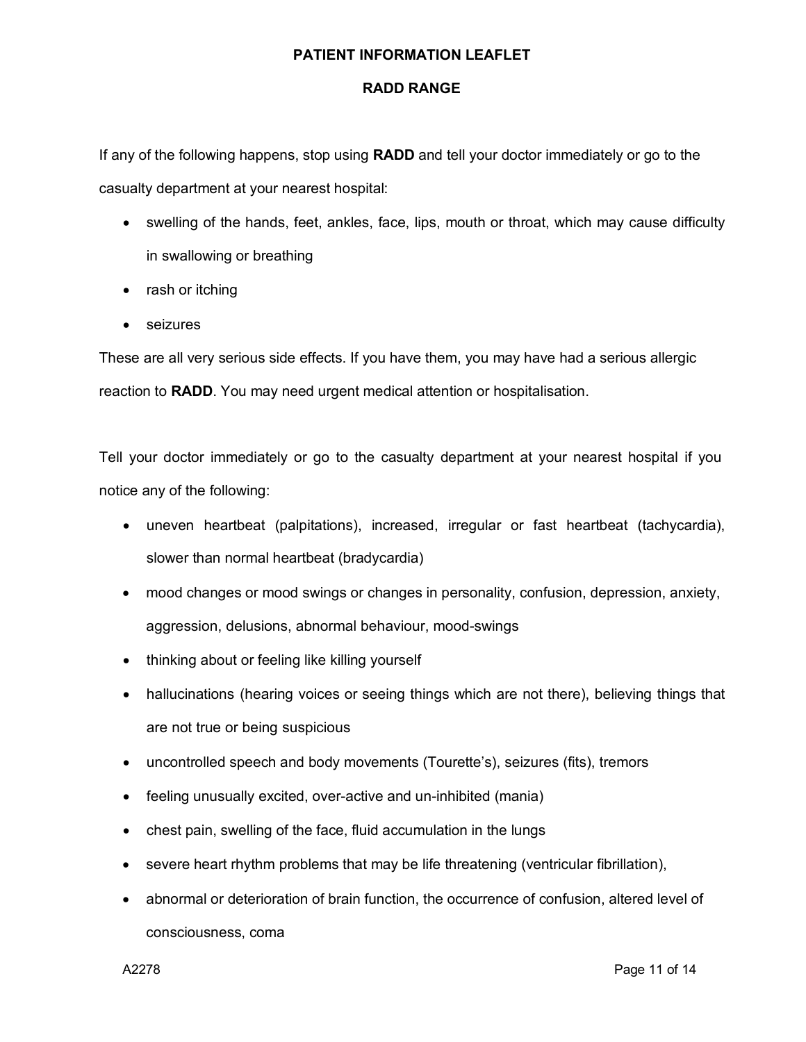If any of the following happens, stop using **RADD** and tell your doctor immediately or go to the casualty department at your nearest hospital:

- swelling of the hands, feet, ankles, face, lips, mouth or throat, which may cause difficulty in swallowing or breathing
- rash or itching
- seizures

These are all very serious side effects. If you have them, you may have had a serious allergic reaction to **RADD**. You may need urgent medical attention or hospitalisation.

Tell your doctor immediately or go to the casualty department at your nearest hospital if you notice any of the following:

- uneven heartbeat (palpitations), increased, irregular or fast heartbeat (tachycardia), slower than normal heartbeat (bradycardia)
- mood changes or mood swings or changes in personality, confusion, depression, anxiety, aggression, delusions, abnormal behaviour, mood-swings
- thinking about or feeling like killing yourself
- hallucinations (hearing voices or seeing things which are not there), believing things that are not true or being suspicious
- uncontrolled speech and body movements (Tourette's), seizures (fits), tremors
- feeling unusually excited, over-active and un-inhibited (mania)
- chest pain, swelling of the face, fluid accumulation in the lungs
- severe heart rhythm problems that may be life threatening (ventricular fibrillation),
- abnormal or deterioration of brain function, the occurrence of confusion, altered level of consciousness, coma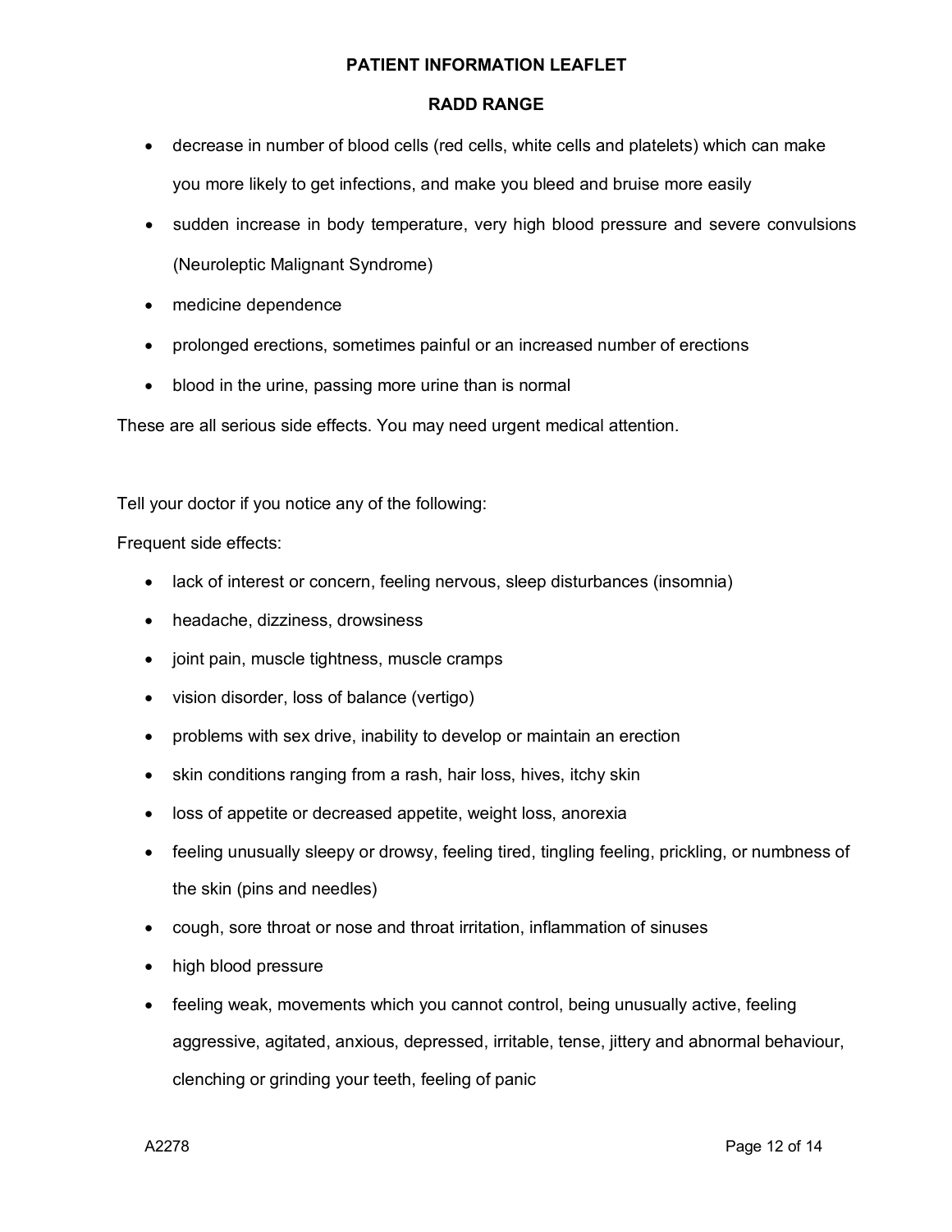- decrease in number of blood cells (red cells, white cells and platelets) which can make you more likely to get infections, and make you bleed and bruise more easily
- sudden increase in body temperature, very high blood pressure and severe convulsions (Neuroleptic Malignant Syndrome)
- medicine dependence
- prolonged erections, sometimes painful or an increased number of erections
- blood in the urine, passing more urine than is normal

These are all serious side effects. You may need urgent medical attention.

Tell your doctor if you notice any of the following:

Frequent side effects:

- lack of interest or concern, feeling nervous, sleep disturbances (insomnia)
- headache, dizziness, drowsiness
- joint pain, muscle tightness, muscle cramps
- vision disorder, loss of balance (vertigo)
- problems with sex drive, inability to develop or maintain an erection
- skin conditions ranging from a rash, hair loss, hives, itchy skin
- loss of appetite or decreased appetite, weight loss, anorexia
- feeling unusually sleepy or drowsy, feeling tired, tingling feeling, prickling, or numbness of the skin (pins and needles)
- cough, sore throat or nose and throat irritation, inflammation of sinuses
- high blood pressure
- feeling weak, movements which you cannot control, being unusually active, feeling aggressive, agitated, anxious, depressed, irritable, tense, jittery and abnormal behaviour, clenching or grinding your teeth, feeling of panic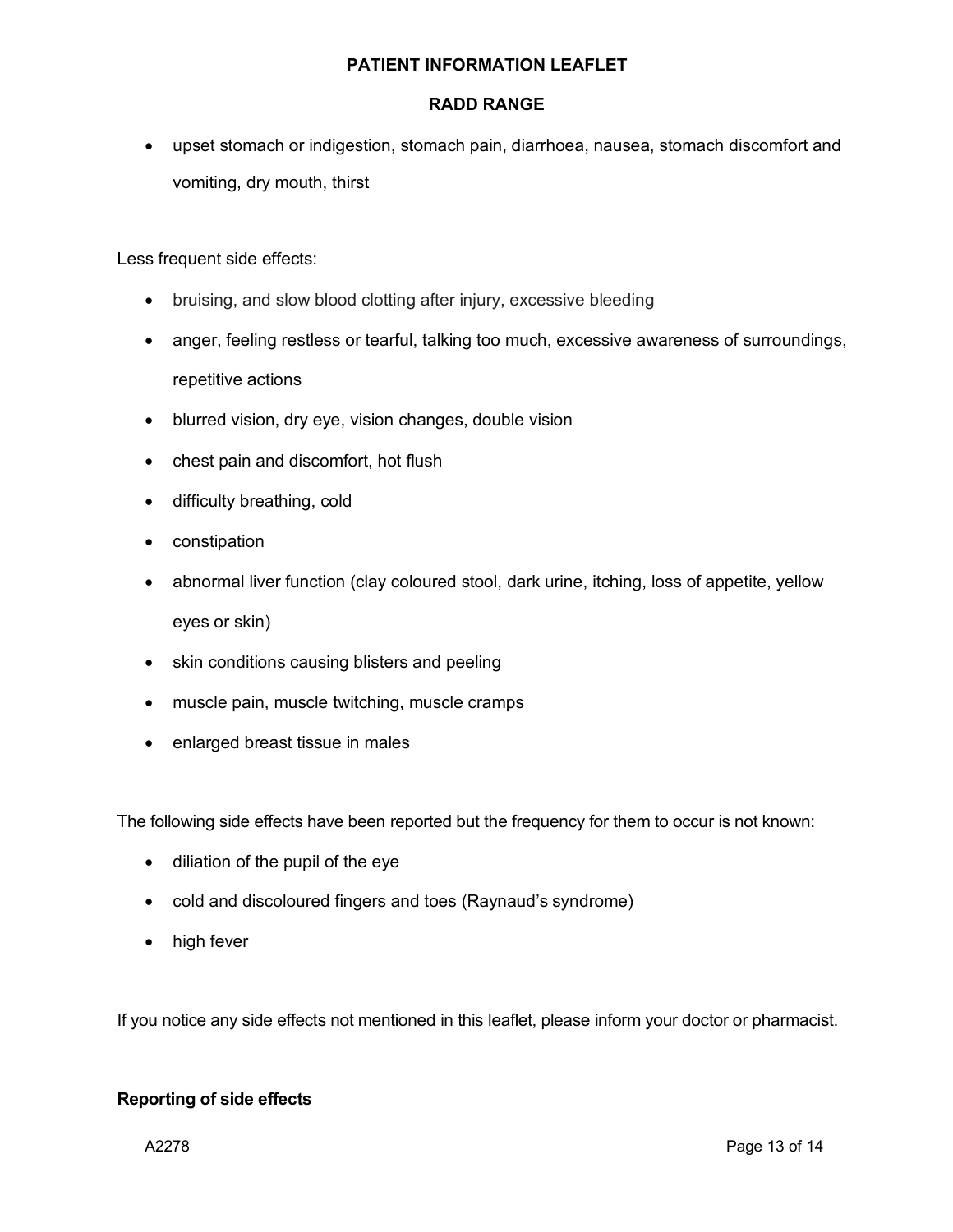- upset stomach or indigestion, stomach pain, diarrhoea, nausea, stomach discomfort and vomiting, dry mouth, thirst

Less frequent side effects:

- bruising, and slow blood clotting after injury, excessive bleeding
- anger, feeling restless or tearful, talking too much, excessive awareness of surroundings, repetitive actions
- blurred vision, dry eye, vision changes, double vision
- chest pain and discomfort, hot flush
- difficulty breathing, cold
- constipation
- abnormal liver function (clay coloured stool, dark urine, itching, loss of appetite, yellow eyes or skin)
- skin conditions causing blisters and peeling
- muscle pain, muscle twitching, muscle cramps
- enlarged breast tissue in males

The following side effects have been reported but the frequency for them to occur is not known:

- diliation of the pupil of the eye
- cold and discoloured fingers and toes (Raynaud's syndrome)
- high fever

If you notice any side effects not mentioned in this leaflet, please inform your doctor or pharmacist.

**Reporting of side effects**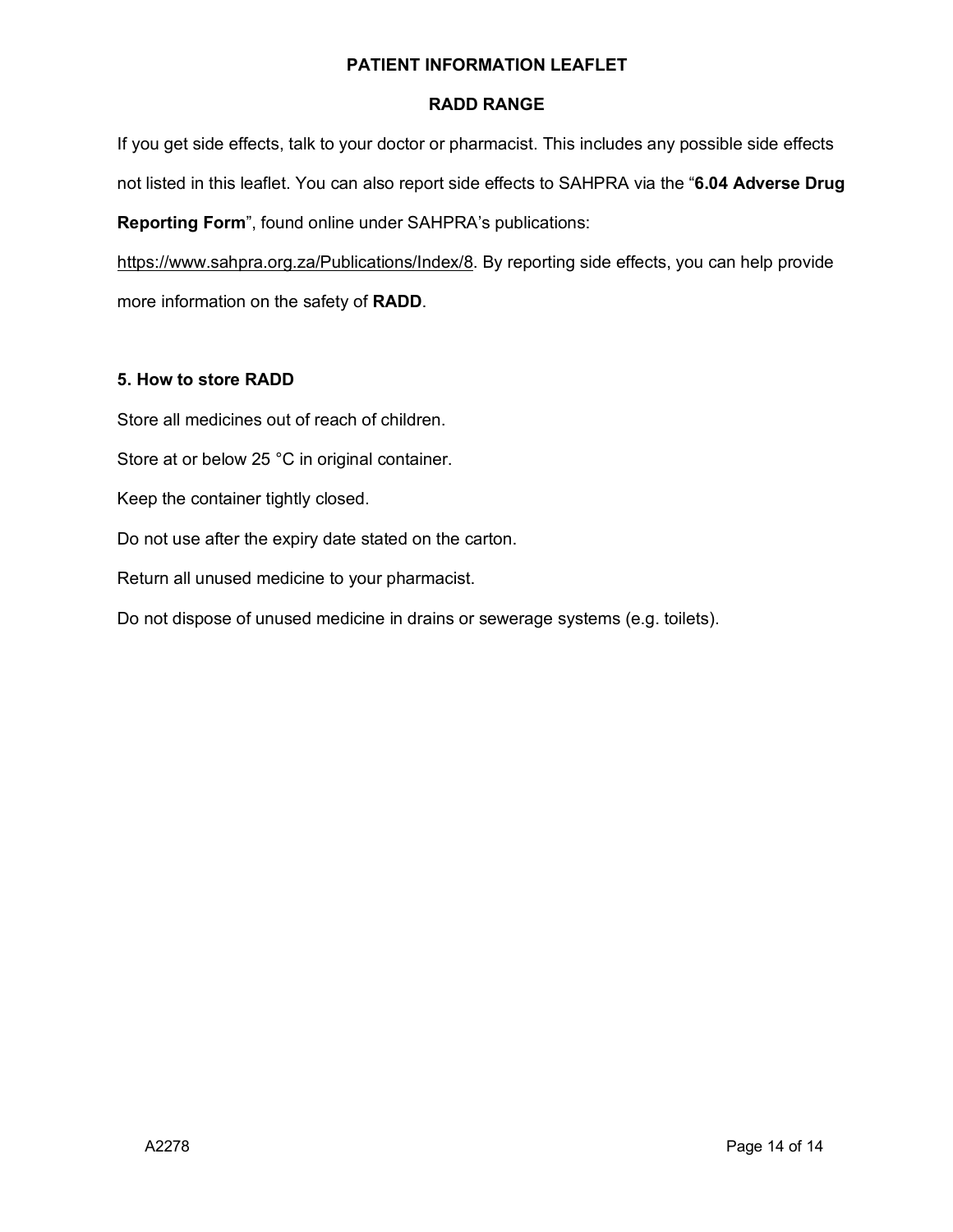If you get side effects, talk to your doctor or pharmacist. This includes any possible side effects not listed in this leaflet. You can also report side effects to SAHPRA via the "**6.04 Adverse Drug Reporting Form**", found online under SAHPRA's publications: https://www.sahpra.org.za/Publications/Index/8. By reporting side effects, you can help provide more information on the safety of **RADD**.

## 5. How to store RADD

Store all medicines out of reach of children.

Store at or below 25 °C in original container.

Keep the container tightly closed.

Do not use after the expiry date stated on the carton.

Return all unused medicine to your pharmacist.

Do not dispose of unused medicine in drains or sewerage systems (e.g. toilets).